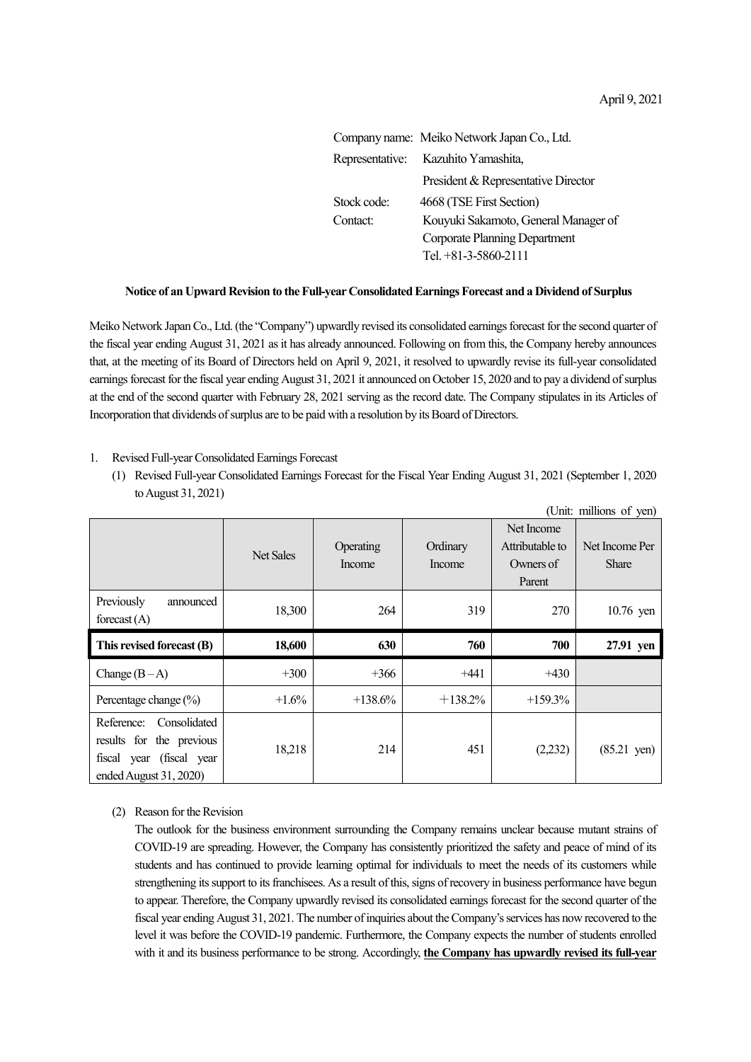April 9, 2021

Company name: Meiko Network Japan Co., Ltd.
Representative: Kazuhito Yamashita,
President & Representative Director
Stock code: 4668 (TSE First Section)
Contact: Kouyuki Sakamoto, General Manager of Corporate Planning Department
Tel. +81-3-5860-2111

## Notice of an Upward Revision to the Full-year Consolidated Earnings Forecast and a Dividend of Surplus

Meiko Network Japan Co., Ltd. (the "Company") upwardly revised its consolidated earnings forecast for the second quarter of the fiscal year ending August 31, 2021 as it has already announced. Following on from this, the Company hereby announces that, at the meeting of its Board of Directors held on April 9, 2021, it resolved to upwardly revise its full-year consolidated earnings forecast for the fiscal year ending August 31, 2021 it announced on October 15, 2020 and to pay a dividend of surplus at the end of the second quarter with February 28, 2021 serving as the record date. The Company stipulates in its Articles of Incorporation that dividends of surplus are to be paid with a resolution by its Board of Directors.

1. Revised Full-year Consolidated Earnings Forecast

   (1) Revised Full-year Consolidated Earnings Forecast for the Fiscal Year Ending August 31, 2021 (September 1, 2020 to August 31, 2021)

(Unit: millions of yen)

| | Net Sales | Operating Income | Ordinary Income | Net Income Attributable to Owners of Parent | Net Income Per Share |
|---|---|---|---|---|---|
| Previously announced forecast (A) | 18,300 | 264 | 319 | 270 | 10.76 yen |
| **This revised forecast (B)** | **18,600** | **630** | **760** | **700** | **27.91 yen** |
| Change (B – A) | +300 | +366 | +441 | +430 | |
| Percentage change (%) | +1.6% | +138.6% | ＋138.2% | +159.3% | |
| Reference: Consolidated results for the previous fiscal year (fiscal year ended August 31, 2020) | 18,218 | 214 | 451 | (2,232) | (85.21 yen) |

   (2) Reason for the Revision

   The outlook for the business environment surrounding the Company remains unclear because mutant strains of COVID-19 are spreading. However, the Company has consistently prioritized the safety and peace of mind of its students and has continued to provide learning optimal for individuals to meet the needs of its customers while strengthening its support to its franchisees. As a result of this, signs of recovery in business performance have begun to appear. Therefore, the Company upwardly revised its consolidated earnings forecast for the second quarter of the fiscal year ending August 31, 2021. The number of inquiries about the Company's services has now recovered to the level it was before the COVID-19 pandemic. Furthermore, the Company expects the number of students enrolled with it and its business performance to be strong. Accordingly, **the Company has upwardly revised its full-year**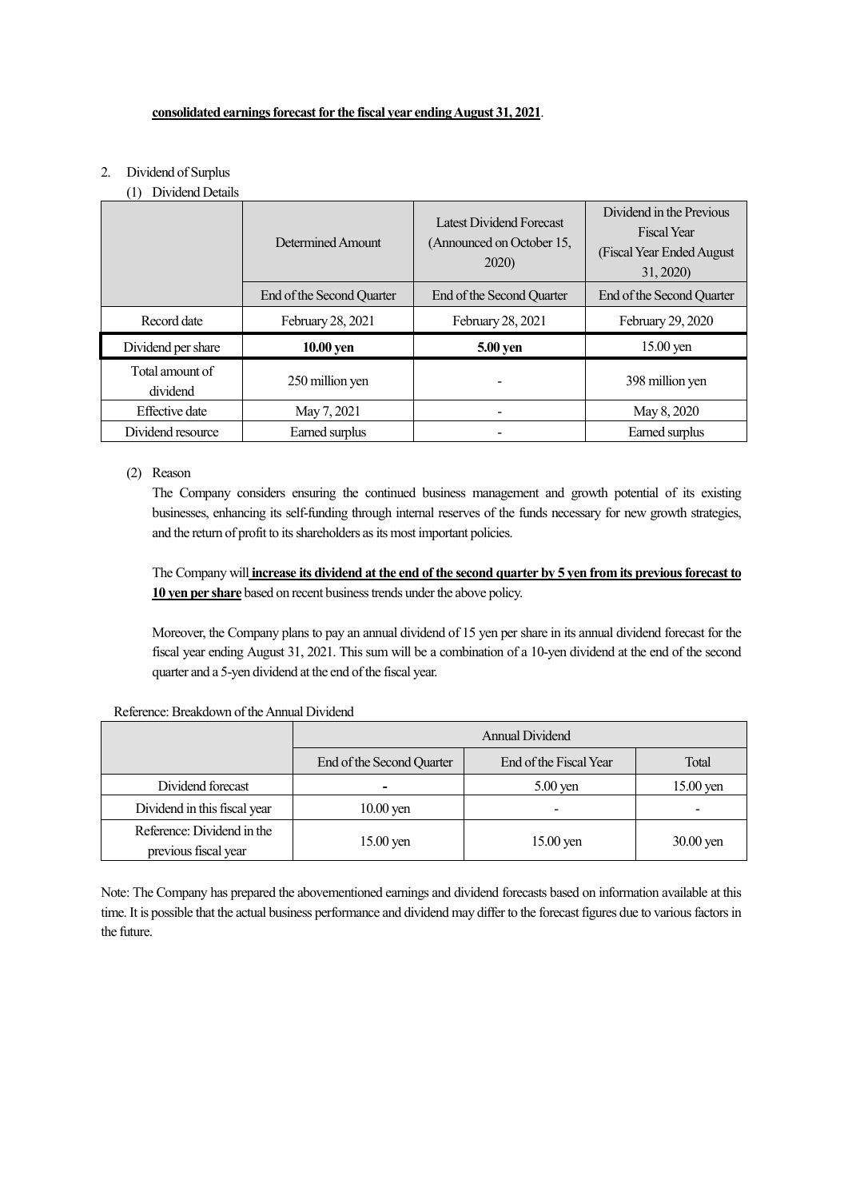**consolidated earnings forecast for the fiscal year ending August 31, 2021**.

2. Dividend of Surplus

(1) Dividend Details

| | Determined Amount | Latest Dividend Forecast (Announced on October 15, 2020) | Dividend in the Previous Fiscal Year (Fiscal Year Ended August 31, 2020) |
|---|---|---|---|
| | End of the Second Quarter | End of the Second Quarter | End of the Second Quarter |
| Record date | February 28, 2021 | February 28, 2021 | February 29, 2020 |
| Dividend per share | **10.00 yen** | **5.00 yen** | 15.00 yen |
| Total amount of dividend | 250 million yen | - | 398 million yen |
| Effective date | May 7, 2021 | - | May 8, 2020 |
| Dividend resource | Earned surplus | - | Earned surplus |

(2) Reason

The Company considers ensuring the continued business management and growth potential of its existing businesses, enhancing its self-funding through internal reserves of the funds necessary for new growth strategies, and the return of profit to its shareholders as its most important policies.

The Company will **increase its dividend at the end of the second quarter by 5 yen from its previous forecast to 10 yen per share** based on recent business trends under the above policy.

Moreover, the Company plans to pay an annual dividend of 15 yen per share in its annual dividend forecast for the fiscal year ending August 31, 2021. This sum will be a combination of a 10-yen dividend at the end of the second quarter and a 5-yen dividend at the end of the fiscal year.

Reference: Breakdown of the Annual Dividend

| | Annual Dividend | | |
|---|---|---|---|
| | End of the Second Quarter | End of the Fiscal Year | Total |
| Dividend forecast | - | 5.00 yen | 15.00 yen |
| Dividend in this fiscal year | 10.00 yen | - | - |
| Reference: Dividend in the previous fiscal year | 15.00 yen | 15.00 yen | 30.00 yen |

Note: The Company has prepared the abovementioned earnings and dividend forecasts based on information available at this time. It is possible that the actual business performance and dividend may differ to the forecast figures due to various factors in the future.